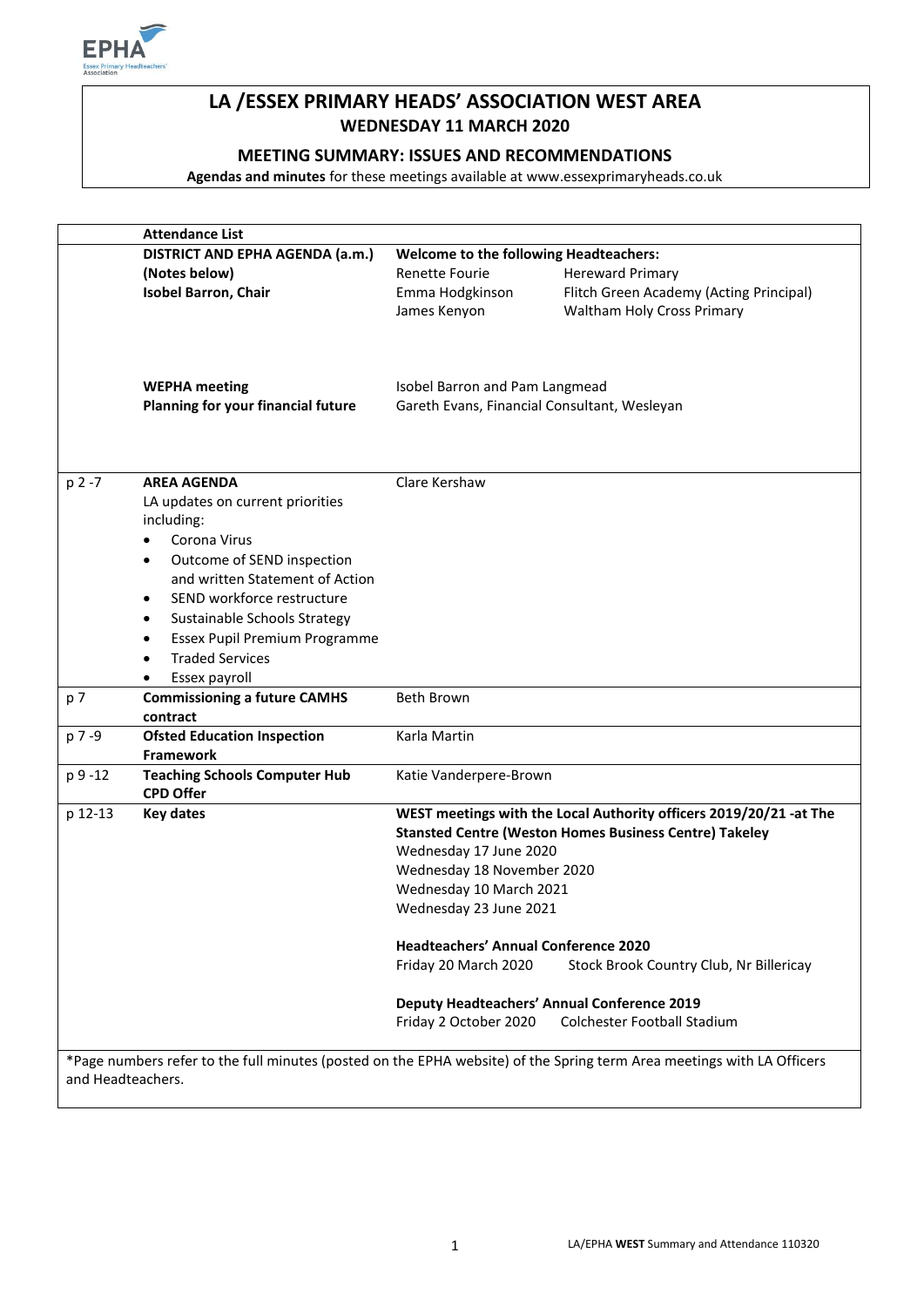# LA /ESSEX PRIMARY HEADS' ASSOCIATION WEST AREA

## WEDNESDAY 11 MARCH 2020

### MEETING SUMMARY: ISSUES AND RECOMMENDATIONS

**Agendas and minutes** for these meetings available at www.essexprimaryheads.co.uk

| | **Attendance List** | | |
|---|---|---|---|
| | **DISTRICT AND EPHA AGENDA (a.m.)**<br>**(Notes below)**<br>**Isobel Barron, Chair** | **Welcome to the following Headteachers:**<br>Renette Fourie<br>Emma Hodgkinson<br>James Kenyon | <br>Hereward Primary<br>Flitch Green Academy (Acting Principal)<br>Waltham Holy Cross Primary |
| | **WEPHA meeting**<br>**Planning for your financial future** | Isobel Barron and Pam Langmead<br>Gareth Evans, Financial Consultant, Wesleyan | |
| p 2 -7 | **AREA AGENDA**<br>LA updates on current priorities including:<br>• Corona Virus<br>• Outcome of SEND inspection and written Statement of Action<br>• SEND workforce restructure<br>• Sustainable Schools Strategy<br>• Essex Pupil Premium Programme<br>• Traded Services<br>• Essex payroll | Clare Kershaw | |
| p 7 | **Commissioning a future CAMHS contract** | Beth Brown | |
| p 7 -9 | **Ofsted Education Inspection Framework** | Karla Martin | |
| p 9 -12 | **Teaching Schools Computer Hub CPD Offer** | Katie Vanderpere-Brown | |
| p 12-13 | **Key dates** | **WEST meetings with the Local Authority officers 2019/20/21 -at The Stansted Centre (Weston Homes Business Centre) Takeley**<br>Wednesday 17 June 2020<br>Wednesday 18 November 2020<br>Wednesday 10 March 2021<br>Wednesday 23 June 2021<br><br>**Headteachers' Annual Conference 2020**<br>Friday 20 March 2020 Stock Brook Country Club, Nr Billericay<br><br>**Deputy Headteachers' Annual Conference 2019**<br>Friday 2 October 2020 Colchester Football Stadium | |

*Page numbers refer to the full minutes (posted on the EPHA website) of the Spring term Area meetings with LA Officers and Headteachers.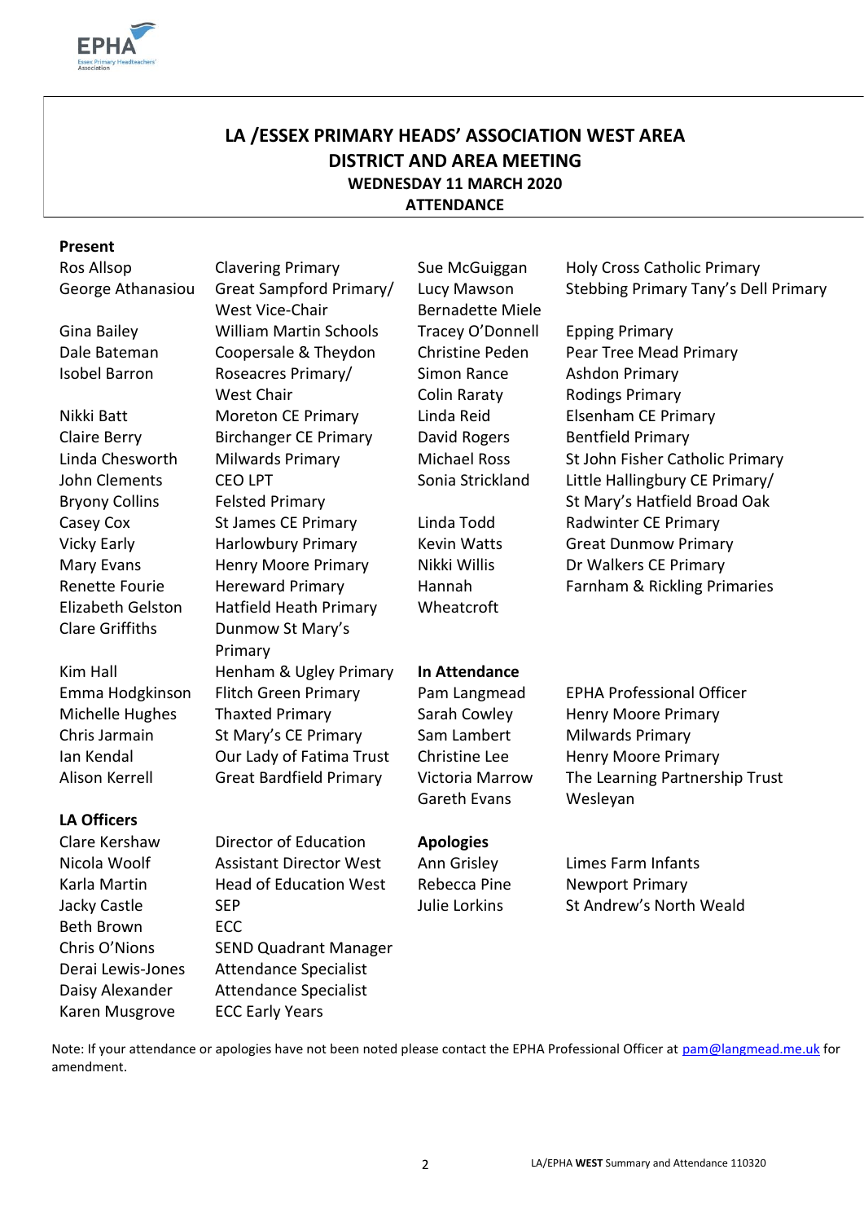## LA /ESSEX PRIMARY HEADS' ASSOCIATION WEST AREA
## DISTRICT AND AREA MEETING
### WEDNESDAY 11 MARCH 2020
### ATTENDANCE

**Present**

| | |
|---|---|
| Ros Allsop | Clavering Primary |
| George Athanasiou | Great Sampford Primary/ West Vice-Chair |
| Gina Bailey | William Martin Schools |
| Dale Bateman | Coopersale & Theydon |
| Isobel Barron | Roseacres Primary/ West Chair |
| Nikki Batt | Moreton CE Primary |
| Claire Berry | Birchanger CE Primary |
| Linda Chesworth | Milwards Primary |
| John Clements | CEO LPT |
| Bryony Collins | Felsted Primary |
| Casey Cox | St James CE Primary |
| Vicky Early | Harlowbury Primary |
| Mary Evans | Henry Moore Primary |
| Renette Fourie | Hereward Primary |
| Elizabeth Gelston | Hatfield Heath Primary |
| Clare Griffiths | Dunmow St Mary's Primary |
| Kim Hall | Henham & Ugley Primary |
| Emma Hodgkinson | Flitch Green Primary |
| Michelle Hughes | Thaxted Primary |
| Chris Jarmain | St Mary's CE Primary |
| Ian Kendal | Our Lady of Fatima Trust |
| Alison Kerrell | Great Bardfield Primary |
| Sue McGuiggan | Holy Cross Catholic Primary |
| Lucy Mawson | Stebbing Primary Tany's Dell Primary |
| Bernadette Miele | |
| Tracey O'Donnell | Epping Primary |
| Christine Peden | Pear Tree Mead Primary |
| Simon Rance | Ashdon Primary |
| Colin Raraty | Rodings Primary |
| Linda Reid | Elsenham CE Primary |
| David Rogers | Bentfield Primary |
| Michael Ross | St John Fisher Catholic Primary |
| Sonia Strickland | Little Hallingbury CE Primary/ St Mary's Hatfield Broad Oak |
| Linda Todd | Radwinter CE Primary |
| Kevin Watts | Great Dunmow Primary |
| Nikki Willis | Dr Walkers CE Primary |
| Hannah Wheatcroft | Farnham & Rickling Primaries |

**LA Officers**

| | |
|---|---|
| Clare Kershaw | Director of Education |
| Nicola Woolf | Assistant Director West |
| Karla Martin | Head of Education West |
| Jacky Castle | SEP |
| Beth Brown | ECC |
| Chris O'Nions | SEND Quadrant Manager |
| Derai Lewis-Jones | Attendance Specialist |
| Daisy Alexander | Attendance Specialist |
| Karen Musgrove | ECC Early Years |

**In Attendance**

| | |
|---|---|
| Pam Langmead | EPHA Professional Officer |
| Sarah Cowley | Henry Moore Primary |
| Sam Lambert | Milwards Primary |
| Christine Lee | Henry Moore Primary |
| Victoria Marrow | The Learning Partnership Trust |
| Gareth Evans | Wesleyan |

**Apologies**

| | |
|---|---|
| Ann Grisley | Limes Farm Infants |
| Rebecca Pine | Newport Primary |
| Julie Lorkins | St Andrew's North Weald |

Note: If your attendance or apologies have not been noted please contact the EPHA Professional Officer at pam@langmead.me.uk for amendment.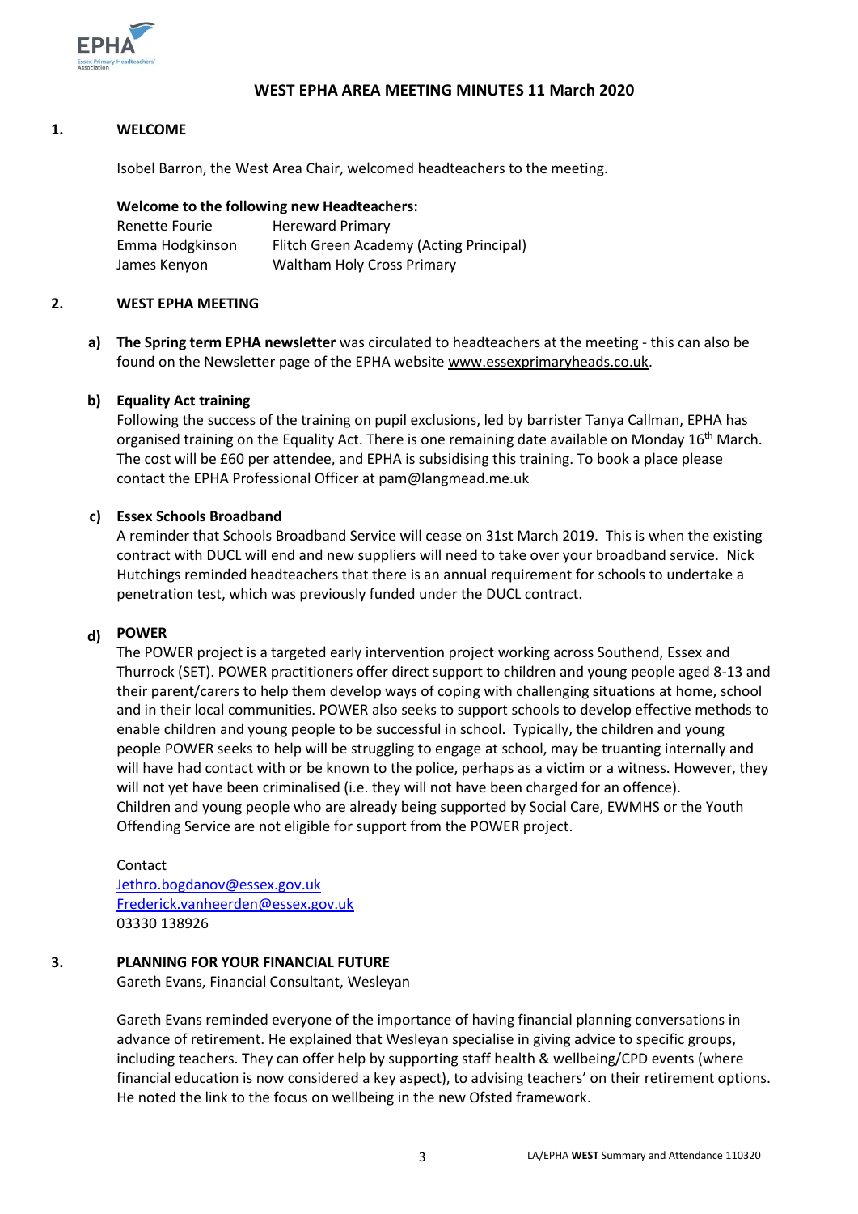# WEST EPHA AREA MEETING MINUTES 11 March 2020

## 1. WELCOME

Isobel Barron, the West Area Chair, welcomed headteachers to the meeting.

**Welcome to the following new Headteachers:**

| | |
|---|---|
| Renette Fourie | Hereward Primary |
| Emma Hodgkinson | Flitch Green Academy (Acting Principal) |
| James Kenyon | Waltham Holy Cross Primary |

## 2. WEST EPHA MEETING

**a) The Spring term EPHA newsletter** was circulated to headteachers at the meeting - this can also be found on the Newsletter page of the EPHA website www.essexprimaryheads.co.uk.

**b) Equality Act training**

Following the success of the training on pupil exclusions, led by barrister Tanya Callman, EPHA has organised training on the Equality Act. There is one remaining date available on Monday 16th March. The cost will be £60 per attendee, and EPHA is subsidising this training. To book a place please contact the EPHA Professional Officer at pam@langmead.me.uk

**c) Essex Schools Broadband**

A reminder that Schools Broadband Service will cease on 31st March 2019. This is when the existing contract with DUCL will end and new suppliers will need to take over your broadband service. Nick Hutchings reminded headteachers that there is an annual requirement for schools to undertake a penetration test, which was previously funded under the DUCL contract.

**d) POWER**

The POWER project is a targeted early intervention project working across Southend, Essex and Thurrock (SET). POWER practitioners offer direct support to children and young people aged 8-13 and their parent/carers to help them develop ways of coping with challenging situations at home, school and in their local communities. POWER also seeks to support schools to develop effective methods to enable children and young people to be successful in school. Typically, the children and young people POWER seeks to help will be struggling to engage at school, may be truanting internally and will have had contact with or be known to the police, perhaps as a victim or a witness. However, they will not yet have been criminalised (i.e. they will not have been charged for an offence). Children and young people who are already being supported by Social Care, EWMHS or the Youth Offending Service are not eligible for support from the POWER project.

Contact
Jethro.bogdanov@essex.gov.uk
Frederick.vanheerden@essex.gov.uk
03330 138926

## 3. PLANNING FOR YOUR FINANCIAL FUTURE

Gareth Evans, Financial Consultant, Wesleyan

Gareth Evans reminded everyone of the importance of having financial planning conversations in advance of retirement. He explained that Wesleyan specialise in giving advice to specific groups, including teachers. They can offer help by supporting staff health & wellbeing/CPD events (where financial education is now considered a key aspect), to advising teachers' on their retirement options. He noted the link to the focus on wellbeing in the new Ofsted framework.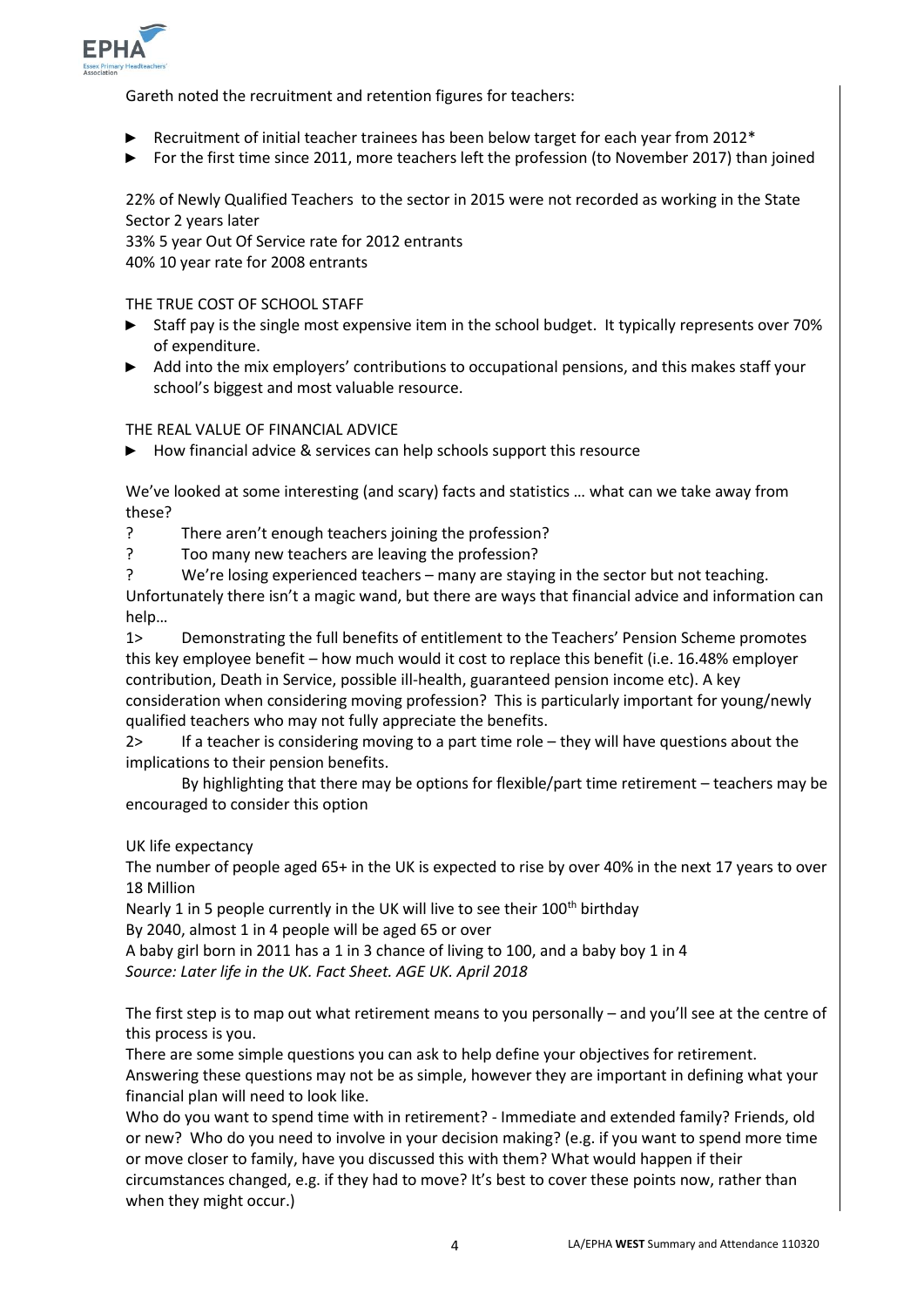Gareth noted the recruitment and retention figures for teachers:

- Recruitment of initial teacher trainees has been below target for each year from 2012*
- For the first time since 2011, more teachers left the profession (to November 2017) than joined

22% of Newly Qualified Teachers to the sector in 2015 were not recorded as working in the State Sector 2 years later
33% 5 year Out Of Service rate for 2012 entrants
40% 10 year rate for 2008 entrants

THE TRUE COST OF SCHOOL STAFF

- Staff pay is the single most expensive item in the school budget. It typically represents over 70% of expenditure.
- Add into the mix employers' contributions to occupational pensions, and this makes staff your school's biggest and most valuable resource.

THE REAL VALUE OF FINANCIAL ADVICE

- How financial advice & services can help schools support this resource

We've looked at some interesting (and scary) facts and statistics … what can we take away from these?

? There aren't enough teachers joining the profession?
? Too many new teachers are leaving the profession?
? We're losing experienced teachers – many are staying in the sector but not teaching.

Unfortunately there isn't a magic wand, but there are ways that financial advice and information can help…

1> Demonstrating the full benefits of entitlement to the Teachers' Pension Scheme promotes this key employee benefit – how much would it cost to replace this benefit (i.e. 16.48% employer contribution, Death in Service, possible ill-health, guaranteed pension income etc). A key consideration when considering moving profession? This is particularly important for young/newly qualified teachers who may not fully appreciate the benefits.

2> If a teacher is considering moving to a part time role – they will have questions about the implications to their pension benefits.
By highlighting that there may be options for flexible/part time retirement – teachers may be encouraged to consider this option

UK life expectancy
The number of people aged 65+ in the UK is expected to rise by over 40% in the next 17 years to over 18 Million
Nearly 1 in 5 people currently in the UK will live to see their 100th birthday
By 2040, almost 1 in 4 people will be aged 65 or over
A baby girl born in 2011 has a 1 in 3 chance of living to 100, and a baby boy 1 in 4
*Source: Later life in the UK. Fact Sheet. AGE UK. April 2018*

The first step is to map out what retirement means to you personally – and you'll see at the centre of this process is you.
There are some simple questions you can ask to help define your objectives for retirement.
Answering these questions may not be as simple, however they are important in defining what your financial plan will need to look like.
Who do you want to spend time with in retirement? - Immediate and extended family? Friends, old or new? Who do you need to involve in your decision making? (e.g. if you want to spend more time or move closer to family, have you discussed this with them? What would happen if their circumstances changed, e.g. if they had to move? It's best to cover these points now, rather than when they might occur.)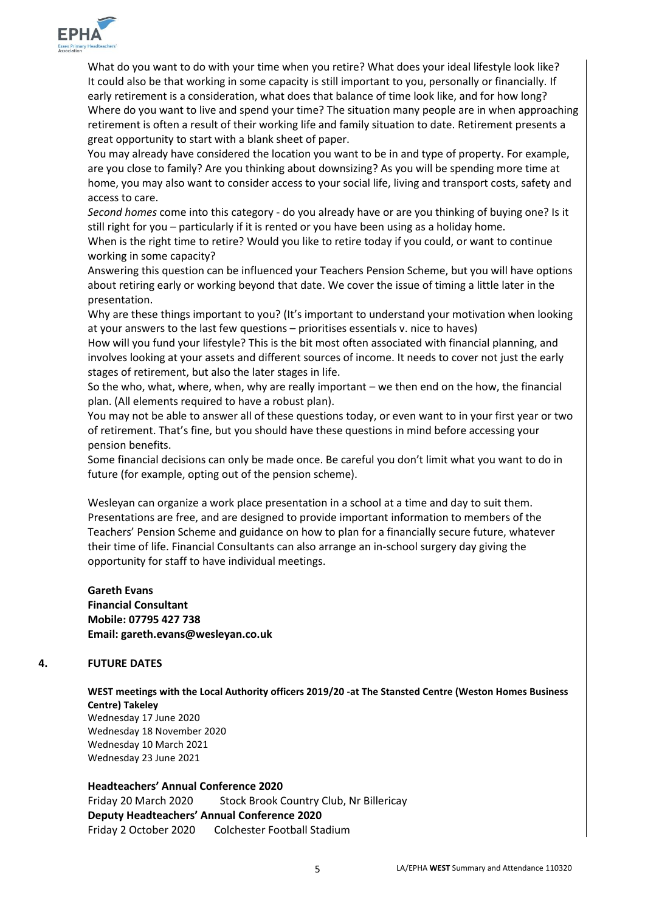What do you want to do with your time when you retire? What does your ideal lifestyle look like? It could also be that working in some capacity is still important to you, personally or financially. If early retirement is a consideration, what does that balance of time look like, and for how long?

Where do you want to live and spend your time? The situation many people are in when approaching retirement is often a result of their working life and family situation to date. Retirement presents a great opportunity to start with a blank sheet of paper.

You may already have considered the location you want to be in and type of property. For example, are you close to family? Are you thinking about downsizing? As you will be spending more time at home, you may also want to consider access to your social life, living and transport costs, safety and access to care.

*Second homes* come into this category - do you already have or are you thinking of buying one? Is it still right for you – particularly if it is rented or you have been using as a holiday home.

When is the right time to retire? Would you like to retire today if you could, or want to continue working in some capacity?

Answering this question can be influenced your Teachers Pension Scheme, but you will have options about retiring early or working beyond that date. We cover the issue of timing a little later in the presentation.

Why are these things important to you? (It's important to understand your motivation when looking at your answers to the last few questions – prioritises essentials v. nice to haves)

How will you fund your lifestyle? This is the bit most often associated with financial planning, and involves looking at your assets and different sources of income. It needs to cover not just the early stages of retirement, but also the later stages in life.

So the who, what, where, when, why are really important – we then end on the how, the financial plan. (All elements required to have a robust plan).

You may not be able to answer all of these questions today, or even want to in your first year or two of retirement. That's fine, but you should have these questions in mind before accessing your pension benefits.

Some financial decisions can only be made once. Be careful you don't limit what you want to do in future (for example, opting out of the pension scheme).

Wesleyan can organize a work place presentation in a school at a time and day to suit them. Presentations are free, and are designed to provide important information to members of the Teachers' Pension Scheme and guidance on how to plan for a financially secure future, whatever their time of life. Financial Consultants can also arrange an in-school surgery day giving the opportunity for staff to have individual meetings.

**Gareth Evans**
**Financial Consultant**
**Mobile: 07795 427 738**
**Email: gareth.evans@wesleyan.co.uk**

## 4. FUTURE DATES

**WEST meetings with the Local Authority officers 2019/20 -at The Stansted Centre (Weston Homes Business Centre) Takeley**

Wednesday 17 June 2020
Wednesday 18 November 2020
Wednesday 10 March 2021
Wednesday 23 June 2021

**Headteachers' Annual Conference 2020**
Friday 20 March 2020 Stock Brook Country Club, Nr Billericay

**Deputy Headteachers' Annual Conference 2020**
Friday 2 October 2020 Colchester Football Stadium